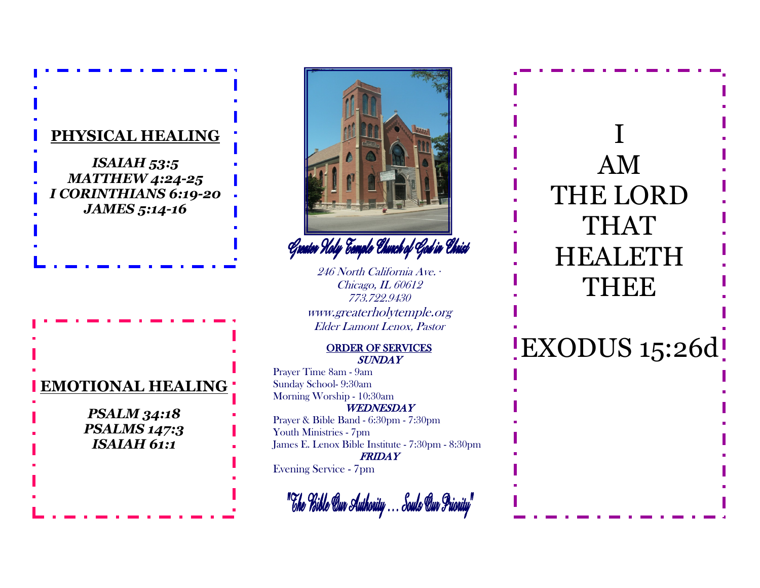## PHYSICAL HEALING

***ISAIAH 53:5***
***MATTHEW 4:24-25***
***I CORINTHIANS 6:19-20***
***JAMES 5:14-16***

## EMOTIONAL HEALING

***PSALM 34:18***
***PSALMS 147:3***
***ISAIAH 61:1***

Greater Holy Temple Church of God in Christ

*246 North California Ave. ·*
*Chicago, IL 60612*
*773.722.9430*
*www.greaterholytemple.org*
*Elder Lamont Lenox, Pastor*

**ORDER OF SERVICES**

***SUNDAY***

Prayer Time 8am - 9am
Sunday School- 9:30am
Morning Worship - 10:30am

***WEDNESDAY***

Prayer & Bible Band - 6:30pm - 7:30pm
Youth Ministries - 7pm
James E. Lenox Bible Institute - 7:30pm - 8:30pm

***FRIDAY***

Evening Service - 7pm

"The Bible Our Authority ... Souls Our Priority"

# I AM THE LORD THAT HEALETH THEE

# EXODUS 15:26d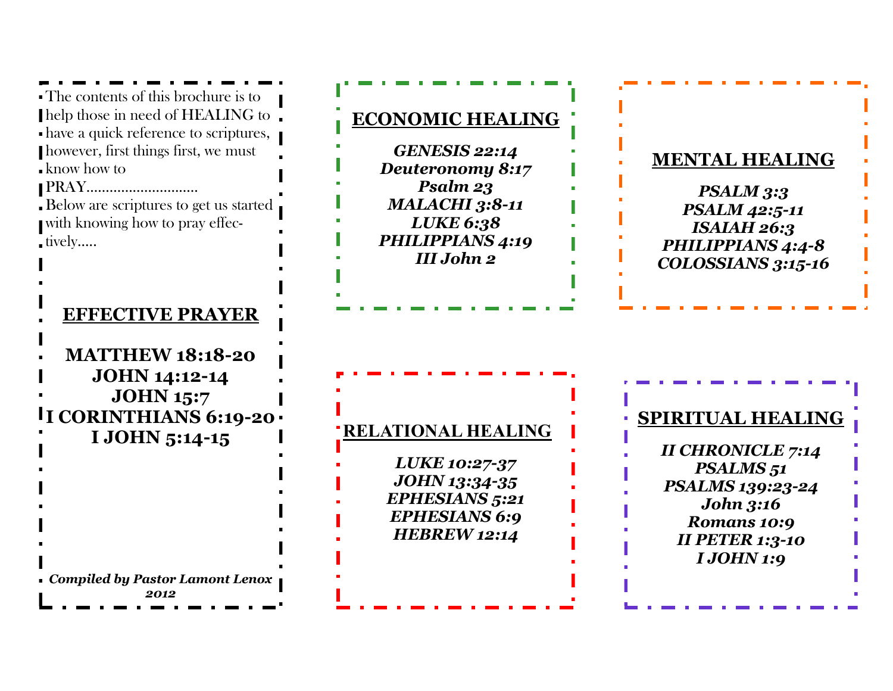The contents of this brochure is to help those in need of HEALING to have a quick reference to scriptures, however, first things first, we must know how to PRAY............................ Below are scriptures to get us started with knowing how to pray effectively.....

## EFFECTIVE PRAYER

**MATTHEW 18:18-20**
**JOHN 14:12-14**
**JOHN 15:7**
**I CORINTHIANS 6:19-20**
**I JOHN 5:14-15**

***Compiled by Pastor Lamont Lenox 2012***

## ECONOMIC HEALING

***GENESIS 22:14***
***Deuteronomy 8:17***
***Psalm 23***
***MALACHI 3:8-11***
***LUKE 6:38***
***PHILIPPIANS 4:19***
***III John 2***

## MENTAL HEALING

***PSALM 3:3***
***PSALM 42:5-11***
***ISAIAH 26:3***
***PHILIPPIANS 4:4-8***
***COLOSSIANS 3:15-16***

## RELATIONAL HEALING

***LUKE 10:27-37***
***JOHN 13:34-35***
***EPHESIANS 5:21***
***EPHESIANS 6:9***
***HEBREW 12:14***

## SPIRITUAL HEALING

***II CHRONICLE 7:14***
***PSALMS 51***
***PSALMS 139:23-24***
***John 3:16***
***Romans 10:9***
***II PETER 1:3-10***
***I JOHN 1:9***